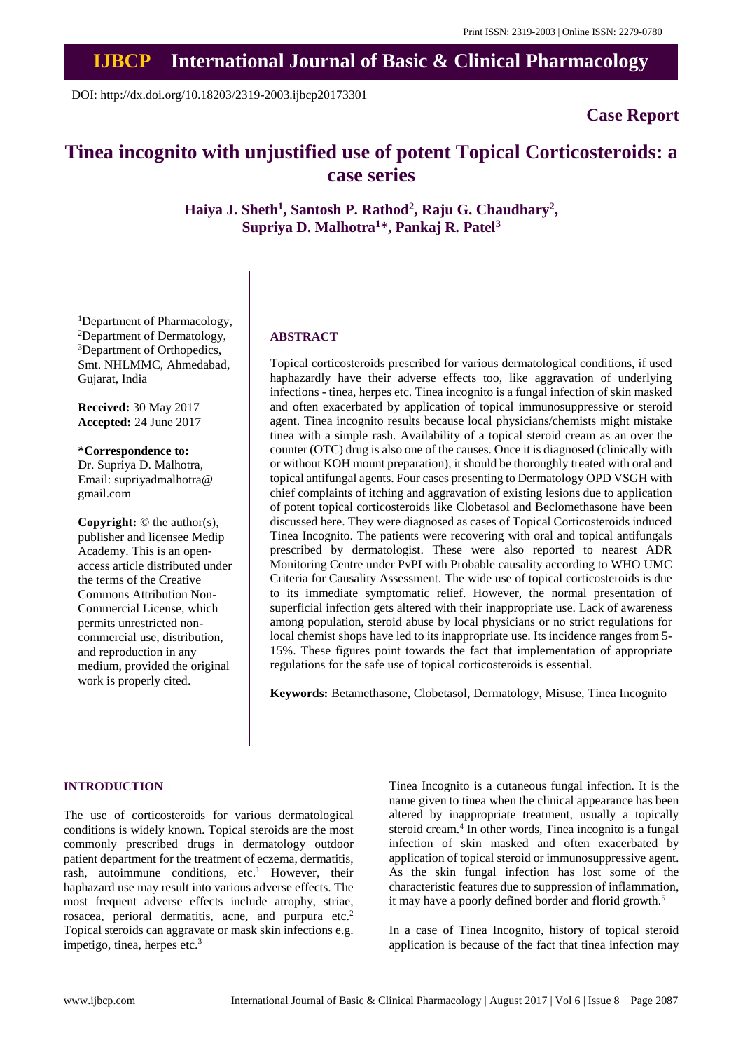Print ISSN: 2319-2003 | Online ISSN: 2279-0780

# IJBCP International Journal of Basic & Clinical Pharmacology

DOI: http://dx.doi.org/10.18203/2319-2003.ijbcp20173301

**Case Report**

# Tinea incognito with unjustified use of potent Topical Corticosteroids: a case series

**Haiya J. Sheth[1], Santosh P. Rathod[2], Raju G. Chaudhary[2], Supriya D. Malhotra[1]*, Pankaj R. Patel[3]**

[1]Department of Pharmacology, [2]Department of Dermatology, [3]Department of Orthopedics, Smt. NHLMMC, Ahmedabad, Gujarat, India

**Received:** 30 May 2017
**Accepted:** 24 June 2017

***Correspondence to:**
Dr. Supriya D. Malhotra,
Email: supriyadmalhotra@gmail.com

**Copyright:** © the author(s), publisher and licensee Medip Academy. This is an open-access article distributed under the terms of the Creative Commons Attribution Non-Commercial License, which permits unrestricted non-commercial use, distribution, and reproduction in any medium, provided the original work is properly cited.

## ABSTRACT

Topical corticosteroids prescribed for various dermatological conditions, if used haphazardly have their adverse effects too, like aggravation of underlying infections - tinea, herpes etc. Tinea incognito is a fungal infection of skin masked and often exacerbated by application of topical immunosuppressive or steroid agent. Tinea incognito results because local physicians/chemists might mistake tinea with a simple rash. Availability of a topical steroid cream as an over the counter (OTC) drug is also one of the causes. Once it is diagnosed (clinically with or without KOH mount preparation), it should be thoroughly treated with oral and topical antifungal agents. Four cases presenting to Dermatology OPD VSGH with chief complaints of itching and aggravation of existing lesions due to application of potent topical corticosteroids like Clobetasol and Beclomethasone have been discussed here. They were diagnosed as cases of Topical Corticosteroids induced Tinea Incognito. The patients were recovering with oral and topical antifungals prescribed by dermatologist. These were also reported to nearest ADR Monitoring Centre under PvPI with Probable causality according to WHO UMC Criteria for Causality Assessment. The wide use of topical corticosteroids is due to its immediate symptomatic relief. However, the normal presentation of superficial infection gets altered with their inappropriate use. Lack of awareness among population, steroid abuse by local physicians or no strict regulations for local chemist shops have led to its inappropriate use. Its incidence ranges from 5-15%. These figures point towards the fact that implementation of appropriate regulations for the safe use of topical corticosteroids is essential.

**Keywords:** Betamethasone, Clobetasol, Dermatology, Misuse, Tinea Incognito

## INTRODUCTION

The use of corticosteroids for various dermatological conditions is widely known. Topical steroids are the most commonly prescribed drugs in dermatology outdoor patient department for the treatment of eczema, dermatitis, rash, autoimmune conditions, etc.[1] However, their haphazard use may result into various adverse effects. The most frequent adverse effects include atrophy, striae, rosacea, perioral dermatitis, acne, and purpura etc.[2] Topical steroids can aggravate or mask skin infections e.g. impetigo, tinea, herpes etc.[3]

Tinea Incognito is a cutaneous fungal infection. It is the name given to tinea when the clinical appearance has been altered by inappropriate treatment, usually a topically steroid cream.[4] In other words, Tinea incognito is a fungal infection of skin masked and often exacerbated by application of topical steroid or immunosuppressive agent. As the skin fungal infection has lost some of the characteristic features due to suppression of inflammation, it may have a poorly defined border and florid growth.[5]

In a case of Tinea Incognito, history of topical steroid application is because of the fact that tinea infection may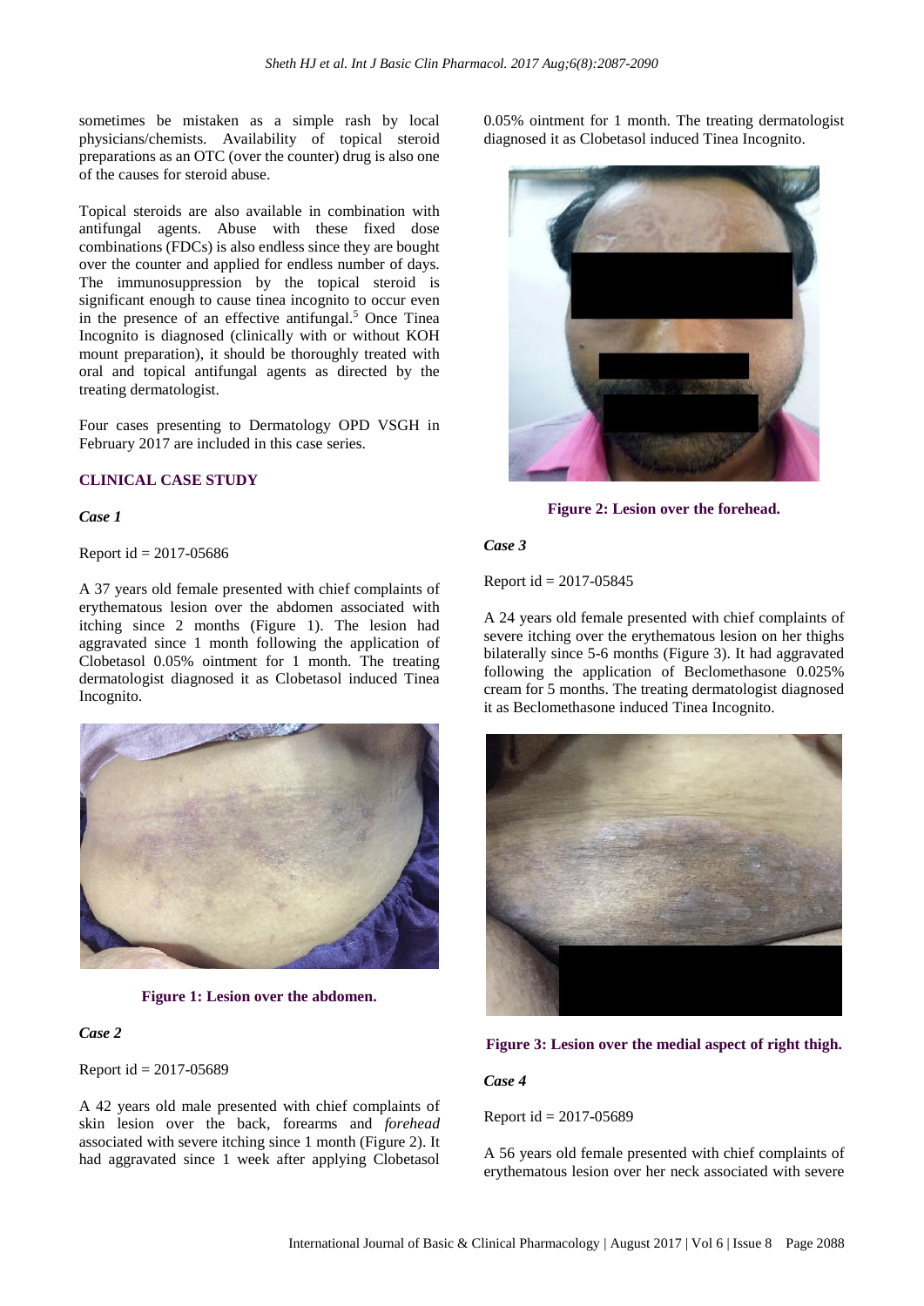sometimes be mistaken as a simple rash by local physicians/chemists. Availability of topical steroid preparations as an OTC (over the counter) drug is also one of the causes for steroid abuse.

Topical steroids are also available in combination with antifungal agents. Abuse with these fixed dose combinations (FDCs) is also endless since they are bought over the counter and applied for endless number of days. The immunosuppression by the topical steroid is significant enough to cause tinea incognito to occur even in the presence of an effective antifungal.[5] Once Tinea Incognito is diagnosed (clinically with or without KOH mount preparation), it should be thoroughly treated with oral and topical antifungal agents as directed by the treating dermatologist.

Four cases presenting to Dermatology OPD VSGH in February 2017 are included in this case series.

## CLINICAL CASE STUDY

### *Case 1*

Report id = 2017-05686

A 37 years old female presented with chief complaints of erythematous lesion over the abdomen associated with itching since 2 months (Figure 1). The lesion had aggravated since 1 month following the application of Clobetasol 0.05% ointment for 1 month. The treating dermatologist diagnosed it as Clobetasol induced Tinea Incognito.

**Figure 1: Lesion over the abdomen.**

### *Case 2*

Report id = 2017-05689

A 42 years old male presented with chief complaints of skin lesion over the back, forearms and *forehead* associated with severe itching since 1 month (Figure 2). It had aggravated since 1 week after applying Clobetasol 0.05% ointment for 1 month. The treating dermatologist diagnosed it as Clobetasol induced Tinea Incognito.

**Figure 2: Lesion over the forehead.**

### *Case 3*

Report id = 2017-05845

A 24 years old female presented with chief complaints of severe itching over the erythematous lesion on her thighs bilaterally since 5-6 months (Figure 3). It had aggravated following the application of Beclomethasone 0.025% cream for 5 months. The treating dermatologist diagnosed it as Beclomethasone induced Tinea Incognito.

**Figure 3: Lesion over the medial aspect of right thigh.**

### *Case 4*

Report id = 2017-05689

A 56 years old female presented with chief complaints of erythematous lesion over her neck associated with severe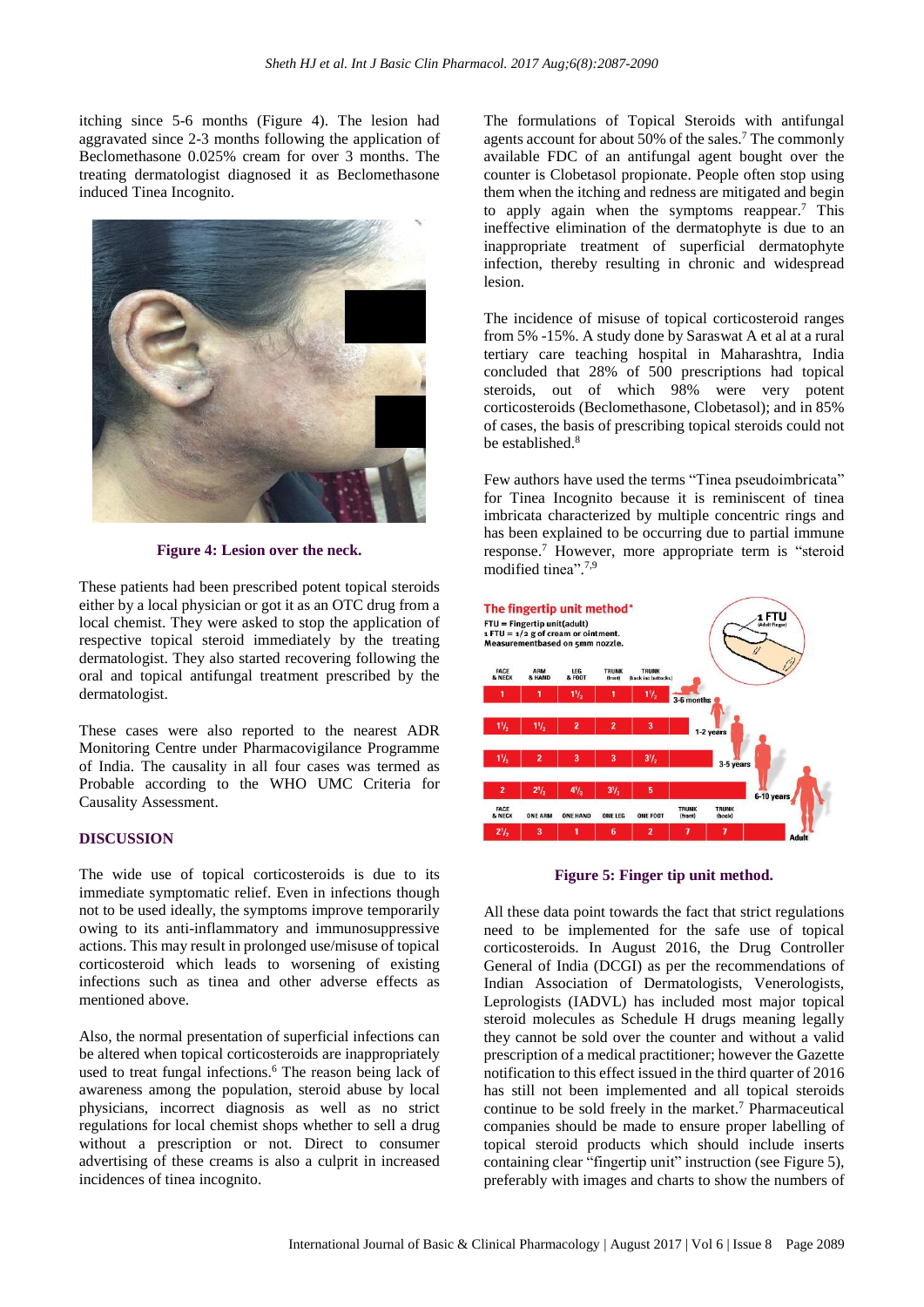itching since 5-6 months (Figure 4). The lesion had aggravated since 2-3 months following the application of Beclomethasone 0.025% cream for over 3 months. The treating dermatologist diagnosed it as Beclomethasone induced Tinea Incognito.

**Figure 4: Lesion over the neck.**

These patients had been prescribed potent topical steroids either by a local physician or got it as an OTC drug from a local chemist. They were asked to stop the application of respective topical steroid immediately by the treating dermatologist. They also started recovering following the oral and topical antifungal treatment prescribed by the dermatologist.

These cases were also reported to the nearest ADR Monitoring Centre under Pharmacovigilance Programme of India. The causality in all four cases was termed as Probable according to the WHO UMC Criteria for Causality Assessment.

## DISCUSSION

The wide use of topical corticosteroids is due to its immediate symptomatic relief. Even in infections though not to be used ideally, the symptoms improve temporarily owing to its anti-inflammatory and immunosuppressive actions. This may result in prolonged use/misuse of topical corticosteroid which leads to worsening of existing infections such as tinea and other adverse effects as mentioned above.

Also, the normal presentation of superficial infections can be altered when topical corticosteroids are inappropriately used to treat fungal infections.[6] The reason being lack of awareness among the population, steroid abuse by local physicians, incorrect diagnosis as well as no strict regulations for local chemist shops whether to sell a drug without a prescription or not. Direct to consumer advertising of these creams is also a culprit in increased incidences of tinea incognito.

The formulations of Topical Steroids with antifungal agents account for about 50% of the sales.[7] The commonly available FDC of an antifungal agent bought over the counter is Clobetasol propionate. People often stop using them when the itching and redness are mitigated and begin to apply again when the symptoms reappear.[7] This ineffective elimination of the dermatophyte is due to an inappropriate treatment of superficial dermatophyte infection, thereby resulting in chronic and widespread lesion.

The incidence of misuse of topical corticosteroid ranges from 5% -15%. A study done by Saraswat A et al at a rural tertiary care teaching hospital in Maharashtra, India concluded that 28% of 500 prescriptions had topical steroids, out of which 98% were very potent corticosteroids (Beclomethasone, Clobetasol); and in 85% of cases, the basis of prescribing topical steroids could not be established.[8]

Few authors have used the terms "Tinea pseudoimbricata" for Tinea Incognito because it is reminiscent of tinea imbricata characterized by multiple concentric rings and has been explained to be occurring due to partial immune response.[7] However, more appropriate term is "steroid modified tinea".[7,9]

**Figure 5: Finger tip unit method.**

All these data point towards the fact that strict regulations need to be implemented for the safe use of topical corticosteroids. In August 2016, the Drug Controller General of India (DCGI) as per the recommendations of Indian Association of Dermatologists, Venerologists, Leprologists (IADVL) has included most major topical steroid molecules as Schedule H drugs meaning legally they cannot be sold over the counter and without a valid prescription of a medical practitioner; however the Gazette notification to this effect issued in the third quarter of 2016 has still not been implemented and all topical steroids continue to be sold freely in the market.[7] Pharmaceutical companies should be made to ensure proper labelling of topical steroid products which should include inserts containing clear "fingertip unit" instruction (see Figure 5), preferably with images and charts to show the numbers of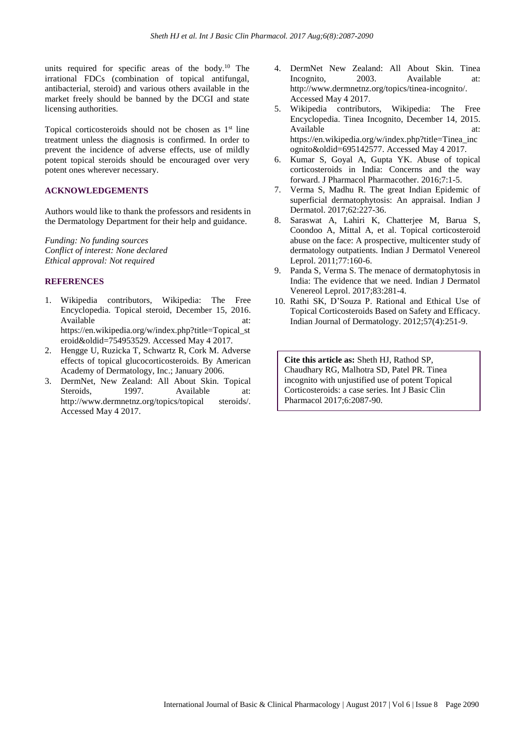units required for specific areas of the body.[10] The irrational FDCs (combination of topical antifungal, antibacterial, steroid) and various others available in the market freely should be banned by the DCGI and state licensing authorities.

Topical corticosteroids should not be chosen as 1st line treatment unless the diagnosis is confirmed. In order to prevent the incidence of adverse effects, use of mildly potent topical steroids should be encouraged over very potent ones wherever necessary.

## ACKNOWLEDGEMENTS

Authors would like to thank the professors and residents in the Dermatology Department for their help and guidance.

*Funding: No funding sources*
*Conflict of interest: None declared*
*Ethical approval: Not required*

## REFERENCES

1. Wikipedia contributors, Wikipedia: The Free Encyclopedia. Topical steroid, December 15, 2016. Available at: https://en.wikipedia.org/w/index.php?title=Topical_steroid&oldid=754953529. Accessed May 4 2017.
2. Hengge U, Ruzicka T, Schwartz R, Cork M. Adverse effects of topical glucocorticosteroids. By American Academy of Dermatology, Inc.; January 2006.
3. DermNet, New Zealand: All About Skin. Topical Steroids, 1997. Available at: http://www.dermnetnz.org/topics/topical steroids/. Accessed May 4 2017.
4. DermNet New Zealand: All About Skin. Tinea Incognito, 2003. Available at: http://www.dermnetnz.org/topics/tinea-incognito/. Accessed May 4 2017.
5. Wikipedia contributors, Wikipedia: The Free Encyclopedia. Tinea Incognito, December 14, 2015. Available at: https://en.wikipedia.org/w/index.php?title=Tinea_incognito&oldid=695142577. Accessed May 4 2017.
6. Kumar S, Goyal A, Gupta YK. Abuse of topical corticosteroids in India: Concerns and the way forward. J Pharmacol Pharmacother. 2016;7:1-5.
7. Verma S, Madhu R. The great Indian Epidemic of superficial dermatophytosis: An appraisal. Indian J Dermatol. 2017;62:227-36.
8. Saraswat A, Lahiri K, Chatterjee M, Barua S, Coondoo A, Mittal A, et al. Topical corticosteroid abuse on the face: A prospective, multicenter study of dermatology outpatients. Indian J Dermatol Venereol Leprol. 2011;77:160-6.
9. Panda S, Verma S. The menace of dermatophytosis in India: The evidence that we need. Indian J Dermatol Venereol Leprol. 2017;83:281-4.
10. Rathi SK, D'Souza P. Rational and Ethical Use of Topical Corticosteroids Based on Safety and Efficacy. Indian Journal of Dermatology. 2012;57(4):251-9.

**Cite this article as:** Sheth HJ, Rathod SP, Chaudhary RG, Malhotra SD, Patel PR. Tinea incognito with unjustified use of potent Topical Corticosteroids: a case series. Int J Basic Clin Pharmacol 2017;6:2087-90.